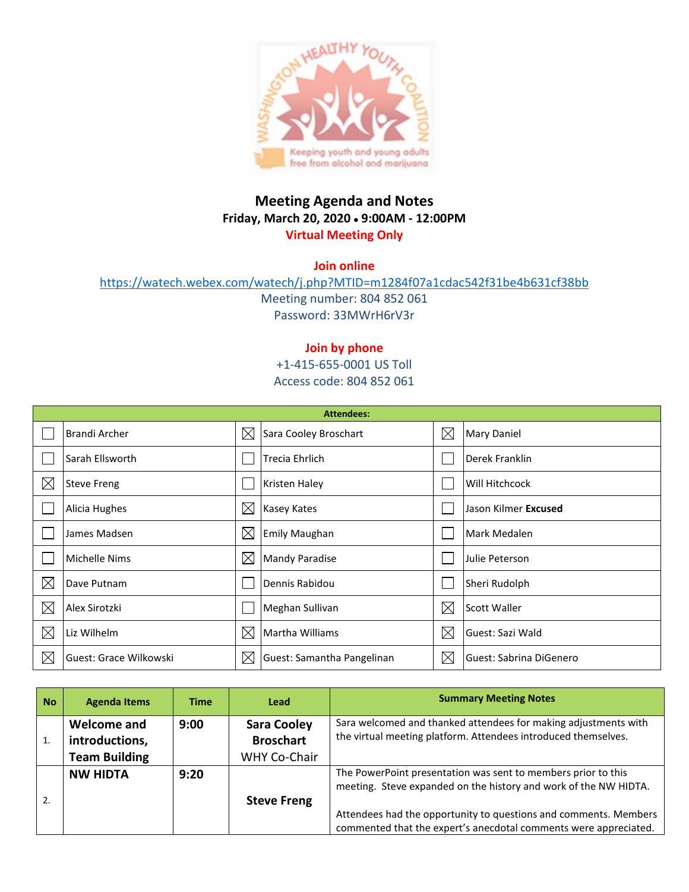# Meeting Agenda and Notes

**Friday, March 20, 2020 • 9:00AM - 12:00PM**

**Virtual Meeting Only**

**Join online**

https://watech.webex.com/watech/j.php?MTID=m1284f07a1cdac542f31be4b631cf38bb

Meeting number: 804 852 061

Password: 33MWrH6rV3r

**Join by phone**

+1-415-655-0001 US Toll

Access code: 804 852 061

| Attendees: | | | | | |
|---|---|---|---|---|---|
| ☐ | Brandi Archer | ☒ | Sara Cooley Broschart | ☒ | Mary Daniel |
| ☐ | Sarah Ellsworth | ☐ | Trecia Ehrlich | ☐ | Derek Franklin |
| ☒ | Steve Freng | ☐ | Kristen Haley | ☐ | Will Hitchcock |
| ☐ | Alicia Hughes | ☒ | Kasey Kates | ☐ | Jason Kilmer **Excused** |
| ☐ | James Madsen | ☒ | Emily Maughan | ☐ | Mark Medalen |
| ☐ | Michelle Nims | ☒ | Mandy Paradise | ☐ | Julie Peterson |
| ☒ | Dave Putnam | ☐ | Dennis Rabidou | ☐ | Sheri Rudolph |
| ☒ | Alex Sirotzki | ☐ | Meghan Sullivan | ☒ | Scott Waller |
| ☒ | Liz Wilhelm | ☒ | Martha Williams | ☒ | Guest: Sazi Wald |
| ☒ | Guest: Grace Wilkowski | ☒ | Guest: Samantha Pangelinan | ☒ | Guest: Sabrina DiGenero |

| No | Agenda Items | Time | Lead | Summary Meeting Notes |
|---|---|---|---|---|
| 1. | **Welcome and introductions, Team Building** | **9:00** | **Sara Cooley Broschart** WHY Co-Chair | Sara welcomed and thanked attendees for making adjustments with the virtual meeting platform. Attendees introduced themselves. |
| 2. | **NW HIDTA** | **9:20** | **Steve Freng** | The PowerPoint presentation was sent to members prior to this meeting. Steve expanded on the history and work of the NW HIDTA.<br><br>Attendees had the opportunity to questions and comments. Members commented that the expert's anecdotal comments were appreciated. |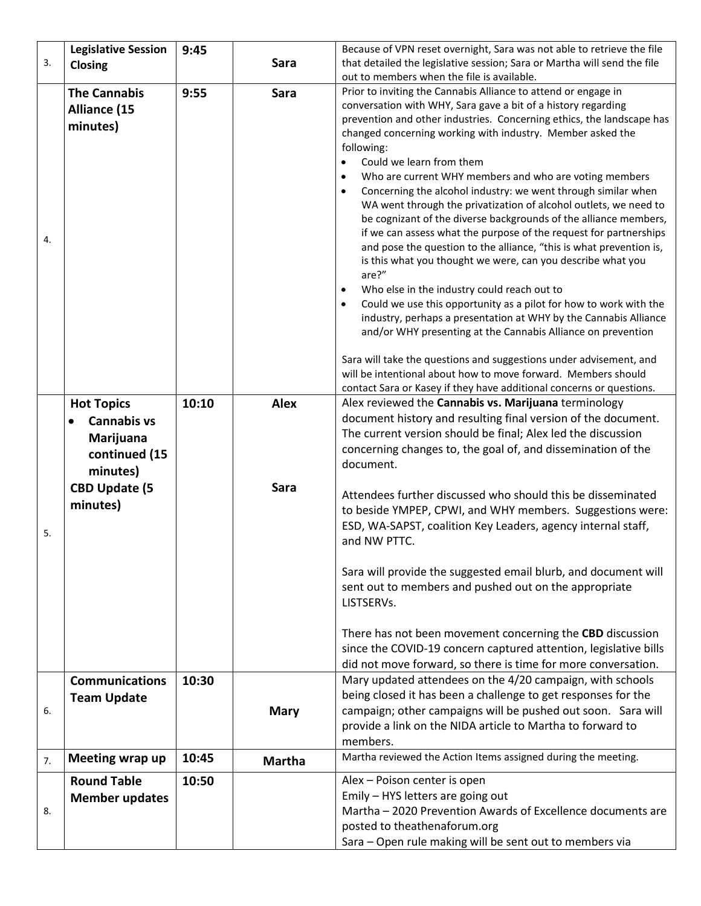| | | | | |
|---|---|---|---|---|
| 3. | **Legislative Session Closing** | 9:45 | **Sara** | Because of VPN reset overnight, Sara was not able to retrieve the file that detailed the legislative session; Sara or Martha will send the file out to members when the file is available. |
| 4. | **The Cannabis Alliance (15 minutes)** | 9:55 | **Sara** | Prior to inviting the Cannabis Alliance to attend or engage in conversation with WHY, Sara gave a bit of a history regarding prevention and other industries. Concerning ethics, the landscape has changed concerning working with industry. Member asked the following: <br>• Could we learn from them <br>• Who are current WHY members and who are voting members <br>• Concerning the alcohol industry: we went through similar when WA went through the privatization of alcohol outlets, we need to be cognizant of the diverse backgrounds of the alliance members, if we can assess what the purpose of the request for partnerships and pose the question to the alliance, "this is what prevention is, is this what you thought we were, can you describe what you are?" <br>• Who else in the industry could reach out to <br>• Could we use this opportunity as a pilot for how to work with the industry, perhaps a presentation at WHY by the Cannabis Alliance and/or WHY presenting at the Cannabis Alliance on prevention <br><br>Sara will take the questions and suggestions under advisement, and will be intentional about how to move forward. Members should contact Sara or Kasey if they have additional concerns or questions. |
| 5. | **Hot Topics** <br>• **Cannabis vs Marijuana continued (15 minutes)** <br>**CBD Update (5 minutes)** | 10:10 | **Alex** <br><br><br><br>**Sara** | Alex reviewed the **Cannabis vs. Marijuana** terminology document history and resulting final version of the document. The current version should be final; Alex led the discussion concerning changes to, the goal of, and dissemination of the document. <br><br>Attendees further discussed who should this be disseminated to beside YMPEP, CPWI, and WHY members. Suggestions were: ESD, WA-SAPST, coalition Key Leaders, agency internal staff, and NW PTTC. <br><br>Sara will provide the suggested email blurb, and document will sent out to members and pushed out on the appropriate LISTSERVs. <br><br>There has not been movement concerning the **CBD** discussion since the COVID-19 concern captured attention, legislative bills did not move forward, so there is time for more conversation. |
| 6. | **Communications Team Update** | 10:30 | **Mary** | Mary updated attendees on the 4/20 campaign, with schools being closed it has been a challenge to get responses for the campaign; other campaigns will be pushed out soon. Sara will provide a link on the NIDA article to Martha to forward to members. |
| 7. | **Meeting wrap up** | 10:45 | **Martha** | Martha reviewed the Action Items assigned during the meeting. |
| 8. | **Round Table Member updates** | 10:50 | | Alex – Poison center is open <br>Emily – HYS letters are going out <br>Martha – 2020 Prevention Awards of Excellence documents are posted to theathenaforum.org <br>Sara – Open rule making will be sent out to members via |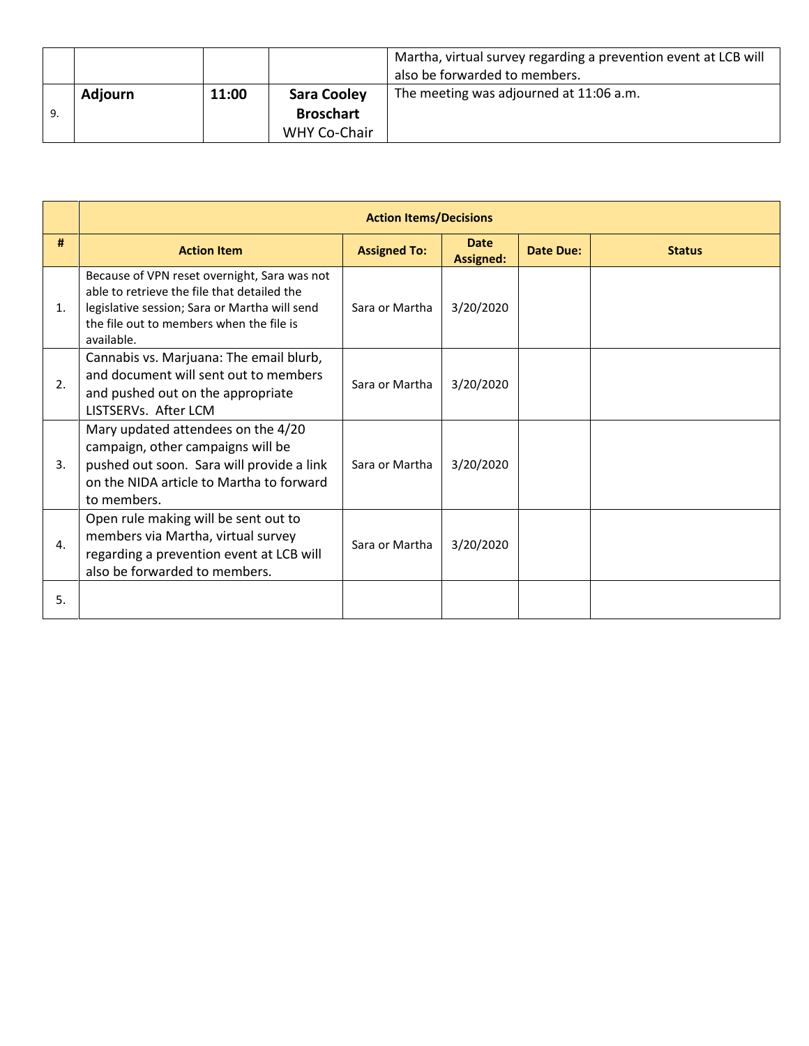| | | | | |
|---|---|---|---|---|
| | | | | Martha, virtual survey regarding a prevention event at LCB will also be forwarded to members. |
| 9. | **Adjourn** | **11:00** | **Sara Cooley Broschart** WHY Co-Chair | The meeting was adjourned at 11:06 a.m. |

| | **Action Items/Decisions** | | | | |
|---|---|---|---|---|---|
| **#** | **Action Item** | **Assigned To:** | **Date Assigned:** | **Date Due:** | **Status** |
| 1. | Because of VPN reset overnight, Sara was not able to retrieve the file that detailed the legislative session; Sara or Martha will send the file out to members when the file is available. | Sara or Martha | 3/20/2020 | | |
| 2. | Cannabis vs. Marjuana: The email blurb, and document will sent out to members and pushed out on the appropriate LISTSERVs. After LCM | Sara or Martha | 3/20/2020 | | |
| 3. | Mary updated attendees on the 4/20 campaign, other campaigns will be pushed out soon. Sara will provide a link on the NIDA article to Martha to forward to members. | Sara or Martha | 3/20/2020 | | |
| 4. | Open rule making will be sent out to members via Martha, virtual survey regarding a prevention event at LCB will also be forwarded to members. | Sara or Martha | 3/20/2020 | | |
| 5. | | | | | |